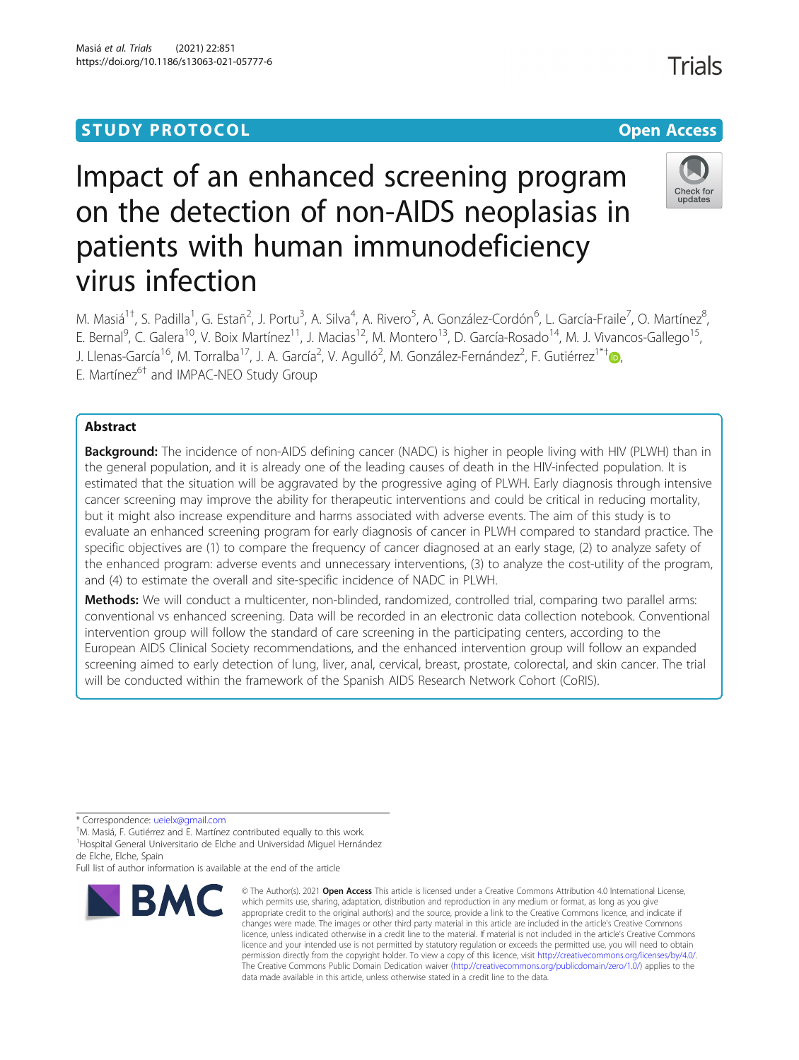STUDY PROTOCOL

Open Access

# Impact of an enhanced screening program on the detection of non-AIDS neoplasias in patients with human immunodeficiency virus infection

M. Masiá[1†], S. Padilla[1], G. Estañ[2], J. Portu[3], A. Silva[4], A. Rivero[5], A. González-Cordón[6], L. García-Fraile[7], O. Martínez[8], E. Bernal[9], C. Galera[10], V. Boix Martínez[11], J. Macias[12], M. Montero[13], D. García-Rosado[14], M. J. Vivancos-Gallego[15], J. Llenas-García[16], M. Torralba[17], J. A. García[2], V. Agulló[2], M. González-Fernández[2], F. Gutiérrez[1*†], E. Martínez[6†] and IMPAC-NEO Study Group

## Abstract

**Background:** The incidence of non-AIDS defining cancer (NADC) is higher in people living with HIV (PLWH) than in the general population, and it is already one of the leading causes of death in the HIV-infected population. It is estimated that the situation will be aggravated by the progressive aging of PLWH. Early diagnosis through intensive cancer screening may improve the ability for therapeutic interventions and could be critical in reducing mortality, but it might also increase expenditure and harms associated with adverse events. The aim of this study is to evaluate an enhanced screening program for early diagnosis of cancer in PLWH compared to standard practice. The specific objectives are (1) to compare the frequency of cancer diagnosed at an early stage, (2) to analyze safety of the enhanced program: adverse events and unnecessary interventions, (3) to analyze the cost-utility of the program, and (4) to estimate the overall and site-specific incidence of NADC in PLWH.

**Methods:** We will conduct a multicenter, non-blinded, randomized, controlled trial, comparing two parallel arms: conventional vs enhanced screening. Data will be recorded in an electronic data collection notebook. Conventional intervention group will follow the standard of care screening in the participating centers, according to the European AIDS Clinical Society recommendations, and the enhanced intervention group will follow an expanded screening aimed to early detection of lung, liver, anal, cervical, breast, prostate, colorectal, and skin cancer. The trial will be conducted within the framework of the Spanish AIDS Research Network Cohort (CoRIS).

\* Correspondence: ueielx@gmail.com

†M. Masiá, F. Gutiérrez and E. Martínez contributed equally to this work.

[1]Hospital General Universitario de Elche and Universidad Miguel Hernández de Elche, Elche, Spain

Full list of author information is available at the end of the article

© The Author(s). 2021 **Open Access** This article is licensed under a Creative Commons Attribution 4.0 International License, which permits use, sharing, adaptation, distribution and reproduction in any medium or format, as long as you give appropriate credit to the original author(s) and the source, provide a link to the Creative Commons licence, and indicate if changes were made. The images or other third party material in this article are included in the article's Creative Commons licence, unless indicated otherwise in a credit line to the material. If material is not included in the article's Creative Commons licence and your intended use is not permitted by statutory regulation or exceeds the permitted use, you will need to obtain permission directly from the copyright holder. To view a copy of this licence, visit http://creativecommons.org/licenses/by/4.0/. The Creative Commons Public Domain Dedication waiver (http://creativecommons.org/publicdomain/zero/1.0/) applies to the data made available in this article, unless otherwise stated in a credit line to the data.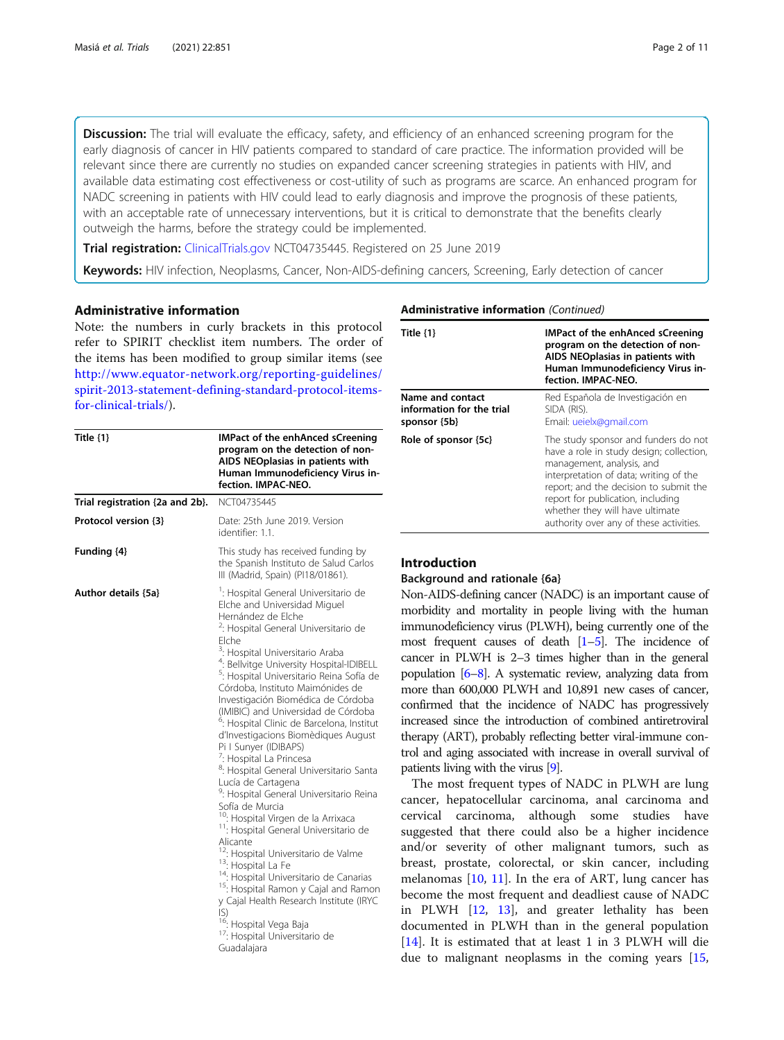**Discussion:** The trial will evaluate the efficacy, safety, and efficiency of an enhanced screening program for the early diagnosis of cancer in HIV patients compared to standard of care practice. The information provided will be relevant since there are currently no studies on expanded cancer screening strategies in patients with HIV, and available data estimating cost effectiveness or cost-utility of such as programs are scarce. An enhanced program for NADC screening in patients with HIV could lead to early diagnosis and improve the prognosis of these patients, with an acceptable rate of unnecessary interventions, but it is critical to demonstrate that the benefits clearly outweigh the harms, before the strategy could be implemented.

**Trial registration:** ClinicalTrials.gov NCT04735445. Registered on 25 June 2019

**Keywords:** HIV infection, Neoplasms, Cancer, Non-AIDS-defining cancers, Screening, Early detection of cancer

## Administrative information

Note: the numbers in curly brackets in this protocol refer to SPIRIT checklist item numbers. The order of the items has been modified to group similar items (see http://www.equator-network.org/reporting-guidelines/spirit-2013-statement-defining-standard-protocol-items-for-clinical-trials/).

| Title {1} | **IMPact of the enhAnced sCreening program on the detection of non-AIDS NEOplasias in patients with Human Immunodeficiency Virus infection. IMPAC-NEO.** |
|---|---|
| Trial registration {2a and 2b}. | NCT04735445 |
| Protocol version {3} | Date: 25th June 2019. Version identifier: 1.1. |
| Funding {4} | This study has received funding by the Spanish Instituto de Salud Carlos III (Madrid, Spain) (PI18/01861). |
| Author details {5a} | [1]: Hospital General Universitario de Elche and Universidad Miguel Hernández de Elche<br>[2]: Hospital General Universitario de Elche<br>[3]: Hospital Universitario Araba<br>[4]: Bellvitge University Hospital-IDIBELL<br>[5]: Hospital Universitario Reina Sofía de Córdoba, Instituto Maimónides de Investigación Biomédica de Córdoba (IMIBIC) and Universidad de Córdoba<br>[6]: Hospital Clinic de Barcelona, Institut d'Investigacions Biomèdiques August Pi I Sunyer (IDIBAPS)<br>[7]: Hospital La Princesa<br>[8]: Hospital General Universitario Santa Lucía de Cartagena<br>[9]: Hospital General Universitario Reina Sofía de Murcia<br>[10]: Hospital Virgen de la Arrixaca<br>[11]: Hospital General Universitario de Alicante<br>[12]: Hospital Universitario de Valme<br>[13]: Hospital La Fe<br>[14]: Hospital Universitario de Canarias<br>[15]: Hospital Ramon y Cajal and Ramon y Cajal Health Research Institute (IRYCIS)<br>[16]: Hospital Vega Baja<br>[17]: Hospital Universitario de Guadalajara |
| Name and contact information for the trial sponsor {5b} | Red Española de Investigación en SIDA (RIS).<br>Email: ueielx@gmail.com |
| Role of sponsor {5c} | The study sponsor and funders do not have a role in study design; collection, management, analysis, and interpretation of data; writing of the report; and the decision to submit the report for publication, including whether they will have ultimate authority over any of these activities. |

## Introduction

### Background and rationale {6a}

Non-AIDS-defining cancer (NADC) is an important cause of morbidity and mortality in people living with the human immunodeficiency virus (PLWH), being currently one of the most frequent causes of death [1–5]. The incidence of cancer in PLWH is 2–3 times higher than in the general population [6–8]. A systematic review, analyzing data from more than 600,000 PLWH and 10,891 new cases of cancer, confirmed that the incidence of NADC has progressively increased since the introduction of combined antiretroviral therapy (ART), probably reflecting better viral-immune control and aging associated with increase in overall survival of patients living with the virus [9].

The most frequent types of NADC in PLWH are lung cancer, hepatocellular carcinoma, anal carcinoma and cervical carcinoma, although some studies have suggested that there could also be a higher incidence and/or severity of other malignant tumors, such as breast, prostate, colorectal, or skin cancer, including melanomas [10, 11]. In the era of ART, lung cancer has become the most frequent and deadliest cause of NADC in PLWH [12, 13], and greater lethality has been documented in PLWH than in the general population [14]. It is estimated that at least 1 in 3 PLWH will die due to malignant neoplasms in the coming years [15,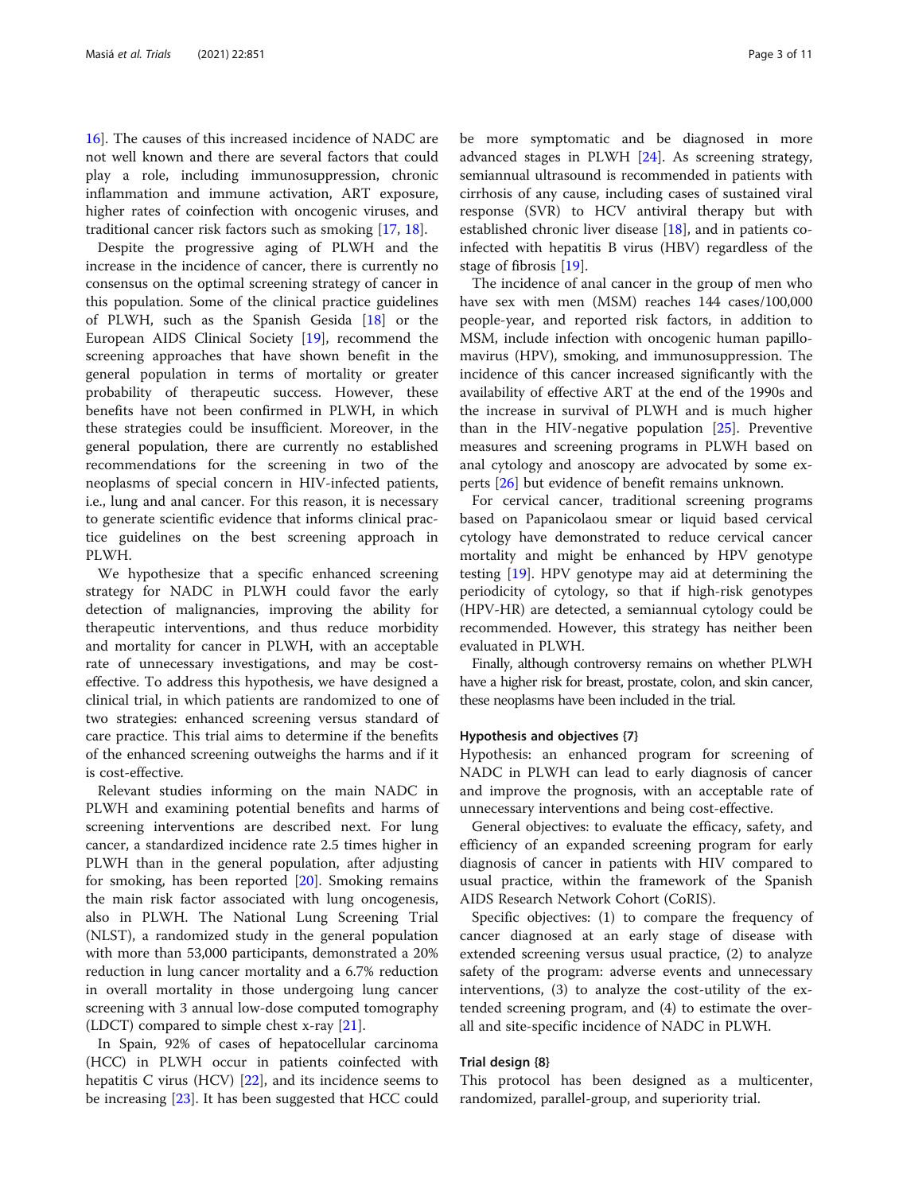16]. The causes of this increased incidence of NADC are not well known and there are several factors that could play a role, including immunosuppression, chronic inflammation and immune activation, ART exposure, higher rates of coinfection with oncogenic viruses, and traditional cancer risk factors such as smoking [17, 18].

Despite the progressive aging of PLWH and the increase in the incidence of cancer, there is currently no consensus on the optimal screening strategy of cancer in this population. Some of the clinical practice guidelines of PLWH, such as the Spanish Gesida [18] or the European AIDS Clinical Society [19], recommend the screening approaches that have shown benefit in the general population in terms of mortality or greater probability of therapeutic success. However, these benefits have not been confirmed in PLWH, in which these strategies could be insufficient. Moreover, in the general population, there are currently no established recommendations for the screening in two of the neoplasms of special concern in HIV-infected patients, i.e., lung and anal cancer. For this reason, it is necessary to generate scientific evidence that informs clinical practice guidelines on the best screening approach in PLWH.

We hypothesize that a specific enhanced screening strategy for NADC in PLWH could favor the early detection of malignancies, improving the ability for therapeutic interventions, and thus reduce morbidity and mortality for cancer in PLWH, with an acceptable rate of unnecessary investigations, and may be cost-effective. To address this hypothesis, we have designed a clinical trial, in which patients are randomized to one of two strategies: enhanced screening versus standard of care practice. This trial aims to determine if the benefits of the enhanced screening outweighs the harms and if it is cost-effective.

Relevant studies informing on the main NADC in PLWH and examining potential benefits and harms of screening interventions are described next. For lung cancer, a standardized incidence rate 2.5 times higher in PLWH than in the general population, after adjusting for smoking, has been reported [20]. Smoking remains the main risk factor associated with lung oncogenesis, also in PLWH. The National Lung Screening Trial (NLST), a randomized study in the general population with more than 53,000 participants, demonstrated a 20% reduction in lung cancer mortality and a 6.7% reduction in overall mortality in those undergoing lung cancer screening with 3 annual low-dose computed tomography (LDCT) compared to simple chest x-ray [21].

In Spain, 92% of cases of hepatocellular carcinoma (HCC) in PLWH occur in patients coinfected with hepatitis C virus (HCV) [22], and its incidence seems to be increasing [23]. It has been suggested that HCC could be more symptomatic and be diagnosed in more advanced stages in PLWH [24]. As screening strategy, semiannual ultrasound is recommended in patients with cirrhosis of any cause, including cases of sustained viral response (SVR) to HCV antiviral therapy but with established chronic liver disease [18], and in patients coinfected with hepatitis B virus (HBV) regardless of the stage of fibrosis [19].

The incidence of anal cancer in the group of men who have sex with men (MSM) reaches 144 cases/100,000 people-year, and reported risk factors, in addition to MSM, include infection with oncogenic human papillomavirus (HPV), smoking, and immunosuppression. The incidence of this cancer increased significantly with the availability of effective ART at the end of the 1990s and the increase in survival of PLWH and is much higher than in the HIV-negative population [25]. Preventive measures and screening programs in PLWH based on anal cytology and anoscopy are advocated by some experts [26] but evidence of benefit remains unknown.

For cervical cancer, traditional screening programs based on Papanicolaou smear or liquid based cervical cytology have demonstrated to reduce cervical cancer mortality and might be enhanced by HPV genotype testing [19]. HPV genotype may aid at determining the periodicity of cytology, so that if high-risk genotypes (HPV-HR) are detected, a semiannual cytology could be recommended. However, this strategy has neither been evaluated in PLWH.

Finally, although controversy remains on whether PLWH have a higher risk for breast, prostate, colon, and skin cancer, these neoplasms have been included in the trial.

### Hypothesis and objectives {7}

Hypothesis: an enhanced program for screening of NADC in PLWH can lead to early diagnosis of cancer and improve the prognosis, with an acceptable rate of unnecessary interventions and being cost-effective.

General objectives: to evaluate the efficacy, safety, and efficiency of an expanded screening program for early diagnosis of cancer in patients with HIV compared to usual practice, within the framework of the Spanish AIDS Research Network Cohort (CoRIS).

Specific objectives: (1) to compare the frequency of cancer diagnosed at an early stage of disease with extended screening versus usual practice, (2) to analyze safety of the program: adverse events and unnecessary interventions, (3) to analyze the cost-utility of the extended screening program, and (4) to estimate the overall and site-specific incidence of NADC in PLWH.

### Trial design {8}

This protocol has been designed as a multicenter, randomized, parallel-group, and superiority trial.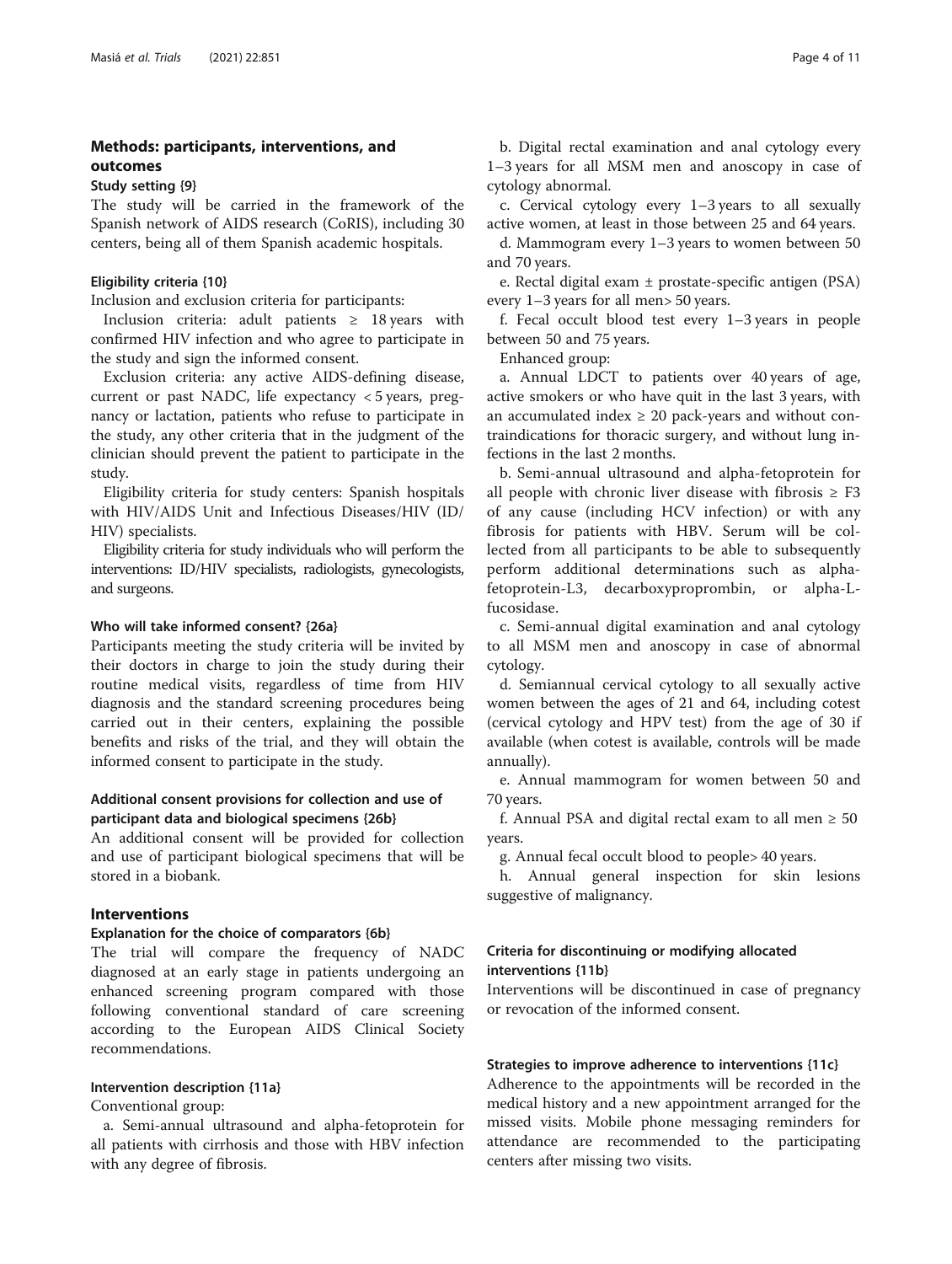## Methods: participants, interventions, and outcomes

### Study setting {9}

The study will be carried in the framework of the Spanish network of AIDS research (CoRIS), including 30 centers, being all of them Spanish academic hospitals.

### Eligibility criteria {10}

Inclusion and exclusion criteria for participants:

Inclusion criteria: adult patients ≥ 18 years with confirmed HIV infection and who agree to participate in the study and sign the informed consent.

Exclusion criteria: any active AIDS-defining disease, current or past NADC, life expectancy < 5 years, pregnancy or lactation, patients who refuse to participate in the study, any other criteria that in the judgment of the clinician should prevent the patient to participate in the study.

Eligibility criteria for study centers: Spanish hospitals with HIV/AIDS Unit and Infectious Diseases/HIV (ID/HIV) specialists.

Eligibility criteria for study individuals who will perform the interventions: ID/HIV specialists, radiologists, gynecologists, and surgeons.

### Who will take informed consent? {26a}

Participants meeting the study criteria will be invited by their doctors in charge to join the study during their routine medical visits, regardless of time from HIV diagnosis and the standard screening procedures being carried out in their centers, explaining the possible benefits and risks of the trial, and they will obtain the informed consent to participate in the study.

### Additional consent provisions for collection and use of participant data and biological specimens {26b}

An additional consent will be provided for collection and use of participant biological specimens that will be stored in a biobank.

## Interventions

### Explanation for the choice of comparators {6b}

The trial will compare the frequency of NADC diagnosed at an early stage in patients undergoing an enhanced screening program compared with those following conventional standard of care screening according to the European AIDS Clinical Society recommendations.

### Intervention description {11a}

Conventional group:

a. Semi-annual ultrasound and alpha-fetoprotein for all patients with cirrhosis and those with HBV infection with any degree of fibrosis.

b. Digital rectal examination and anal cytology every 1–3 years for all MSM men and anoscopy in case of cytology abnormal.

c. Cervical cytology every 1–3 years to all sexually active women, at least in those between 25 and 64 years.

d. Mammogram every 1–3 years to women between 50 and 70 years.

e. Rectal digital exam ± prostate-specific antigen (PSA) every 1–3 years for all men> 50 years.

f. Fecal occult blood test every 1–3 years in people between 50 and 75 years.

Enhanced group:

a. Annual LDCT to patients over 40 years of age, active smokers or who have quit in the last 3 years, with an accumulated index ≥ 20 pack-years and without contraindications for thoracic surgery, and without lung infections in the last 2 months.

b. Semi-annual ultrasound and alpha-fetoprotein for all people with chronic liver disease with fibrosis ≥ F3 of any cause (including HCV infection) or with any fibrosis for patients with HBV. Serum will be collected from all participants to be able to subsequently perform additional determinations such as alpha-fetoprotein-L3, decarboxyproprombin, or alpha-L-fucosidase.

c. Semi-annual digital examination and anal cytology to all MSM men and anoscopy in case of abnormal cytology.

d. Semiannual cervical cytology to all sexually active women between the ages of 21 and 64, including cotest (cervical cytology and HPV test) from the age of 30 if available (when cotest is available, controls will be made annually).

e. Annual mammogram for women between 50 and 70 years.

f. Annual PSA and digital rectal exam to all men ≥ 50 years.

g. Annual fecal occult blood to people> 40 years.

h. Annual general inspection for skin lesions suggestive of malignancy.

### Criteria for discontinuing or modifying allocated interventions {11b}

Interventions will be discontinued in case of pregnancy or revocation of the informed consent.

### Strategies to improve adherence to interventions {11c}

Adherence to the appointments will be recorded in the medical history and a new appointment arranged for the missed visits. Mobile phone messaging reminders for attendance are recommended to the participating centers after missing two visits.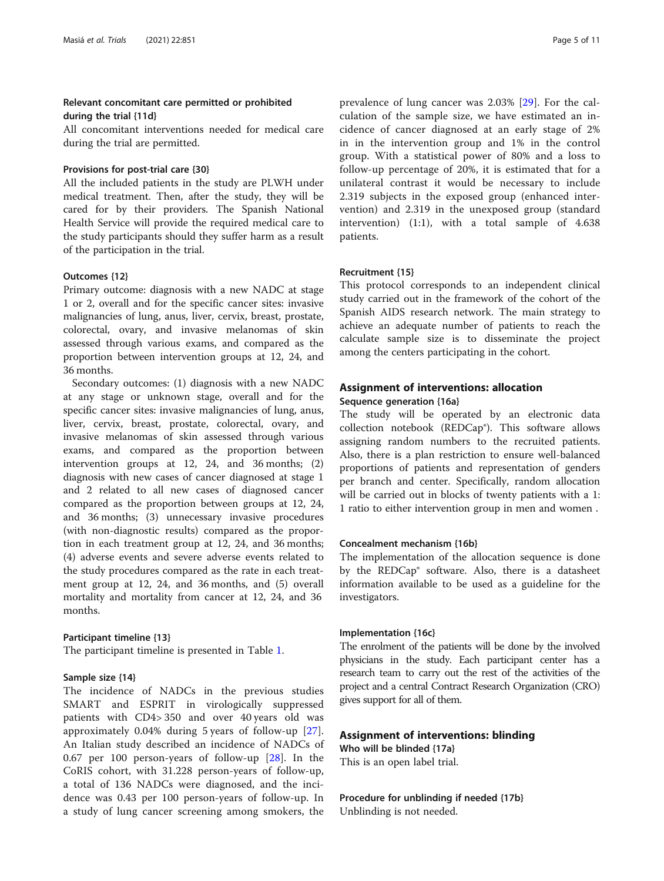### Relevant concomitant care permitted or prohibited during the trial {11d}

All concomitant interventions needed for medical care during the trial are permitted.

### Provisions for post-trial care {30}

All the included patients in the study are PLWH under medical treatment. Then, after the study, they will be cared for by their providers. The Spanish National Health Service will provide the required medical care to the study participants should they suffer harm as a result of the participation in the trial.

### Outcomes {12}

Primary outcome: diagnosis with a new NADC at stage 1 or 2, overall and for the specific cancer sites: invasive malignancies of lung, anus, liver, cervix, breast, prostate, colorectal, ovary, and invasive melanomas of skin assessed through various exams, and compared as the proportion between intervention groups at 12, 24, and 36 months.

Secondary outcomes: (1) diagnosis with a new NADC at any stage or unknown stage, overall and for the specific cancer sites: invasive malignancies of lung, anus, liver, cervix, breast, prostate, colorectal, ovary, and invasive melanomas of skin assessed through various exams, and compared as the proportion between intervention groups at 12, 24, and 36 months; (2) diagnosis with new cases of cancer diagnosed at stage 1 and 2 related to all new cases of diagnosed cancer compared as the proportion between groups at 12, 24, and 36 months; (3) unnecessary invasive procedures (with non-diagnostic results) compared as the proportion in each treatment group at 12, 24, and 36 months; (4) adverse events and severe adverse events related to the study procedures compared as the rate in each treatment group at 12, 24, and 36 months, and (5) overall mortality and mortality from cancer at 12, 24, and 36 months.

### Participant timeline {13}

The participant timeline is presented in Table 1.

### Sample size {14}

The incidence of NADCs in the previous studies SMART and ESPRIT in virologically suppressed patients with CD4> 350 and over 40 years old was approximately 0.04% during 5 years of follow-up [27]. An Italian study described an incidence of NADCs of 0.67 per 100 person-years of follow-up [28]. In the CoRIS cohort, with 31.228 person-years of follow-up, a total of 136 NADCs were diagnosed, and the incidence was 0.43 per 100 person-years of follow-up. In a study of lung cancer screening among smokers, the prevalence of lung cancer was 2.03% [29]. For the calculation of the sample size, we have estimated an incidence of cancer diagnosed at an early stage of 2% in in the intervention group and 1% in the control group. With a statistical power of 80% and a loss to follow-up percentage of 20%, it is estimated that for a unilateral contrast it would be necessary to include 2.319 subjects in the exposed group (enhanced intervention) and 2.319 in the unexposed group (standard intervention) (1:1), with a total sample of 4.638 patients.

### Recruitment {15}

This protocol corresponds to an independent clinical study carried out in the framework of the cohort of the Spanish AIDS research network. The main strategy to achieve an adequate number of patients to reach the calculate sample size is to disseminate the project among the centers participating in the cohort.

## Assignment of interventions: allocation

### Sequence generation {16a}

The study will be operated by an electronic data collection notebook (REDCap®). This software allows assigning random numbers to the recruited patients. Also, there is a plan restriction to ensure well-balanced proportions of patients and representation of genders per branch and center. Specifically, random allocation will be carried out in blocks of twenty patients with a 1:1 ratio to either intervention group in men and women .

### Concealment mechanism {16b}

The implementation of the allocation sequence is done by the REDCap® software. Also, there is a datasheet information available to be used as a guideline for the investigators.

### Implementation {16c}

The enrolment of the patients will be done by the involved physicians in the study. Each participant center has a research team to carry out the rest of the activities of the project and a central Contract Research Organization (CRO) gives support for all of them.

## Assignment of interventions: blinding

### Who will be blinded {17a}

This is an open label trial.

### Procedure for unblinding if needed {17b}

Unblinding is not needed.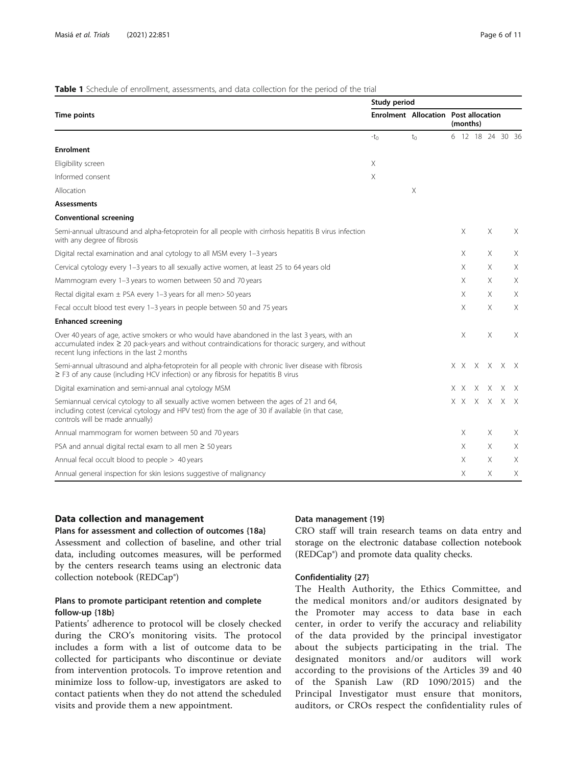**Table 1** Schedule of enrollment, assessments, and data collection for the period of the trial

| Time points | Study period | | | | | | | |
|---|---|---|---|---|---|---|---|---|
| | Enrolment | Allocation | Post allocation (months) | | | | | |
| | $-t_0$ | $t_0$ | 6 | 12 | 18 | 24 | 30 | 36 |
| **Enrolment** | | | | | | | | |
| Eligibility screen | X | | | | | | | |
| Informed consent | X | | | | | | | |
| Allocation | | X | | | | | | |
| **Assessments** | | | | | | | | |
| **Conventional screening** | | | | | | | | |
| Semi-annual ultrasound and alpha-fetoprotein for all people with cirrhosis hepatitis B virus infection with any degree of fibrosis | | | | X | | X | | X |
| Digital rectal examination and anal cytology to all MSM every 1–3 years | | | | X | | X | | X |
| Cervical cytology every 1–3 years to all sexually active women, at least 25 to 64 years old | | | | X | | X | | X |
| Mammogram every 1–3 years to women between 50 and 70 years | | | | X | | X | | X |
| Rectal digital exam ± PSA every 1–3 years for all men> 50 years | | | | X | | X | | X |
| Fecal occult blood test every 1–3 years in people between 50 and 75 years | | | | X | | X | | X |
| **Enhanced screening** | | | | | | | | |
| Over 40 years of age, active smokers or who would have abandoned in the last 3 years, with an accumulated index ≥ 20 pack-years and without contraindications for thoracic surgery, and without recent lung infections in the last 2 months | | | | X | | X | | X |
| Semi-annual ultrasound and alpha-fetoprotein for all people with chronic liver disease with fibrosis ≥ F3 of any cause (including HCV infection) or any fibrosis for hepatitis B virus | | | X | X | X | X | X | X |
| Digital examination and semi-annual anal cytology MSM | | | X | X | X | X | X | X |
| Semiannual cervical cytology to all sexually active women between the ages of 21 and 64, including cotest (cervical cytology and HPV test) from the age of 30 if available (in that case, controls will be made annually) | | | X | X | X | X | X | X |
| Annual mammogram for women between 50 and 70 years | | | | X | | X | | X |
| PSA and annual digital rectal exam to all men ≥ 50 years | | | | X | | X | | X |
| Annual fecal occult blood to people > 40 years | | | | X | | X | | X |
| Annual general inspection for skin lesions suggestive of malignancy | | | | X | | X | | X |

## Data collection and management

### Plans for assessment and collection of outcomes {18a}

Assessment and collection of baseline, and other trial data, including outcomes measures, will be performed by the centers research teams using an electronic data collection notebook (REDCap®)

### Plans to promote participant retention and complete follow-up {18b}

Patients' adherence to protocol will be closely checked during the CRO's monitoring visits. The protocol includes a form with a list of outcome data to be collected for participants who discontinue or deviate from intervention protocols. To improve retention and minimize loss to follow-up, investigators are asked to contact patients when they do not attend the scheduled visits and provide them a new appointment.

### Data management {19}

CRO staff will train research teams on data entry and storage on the electronic database collection notebook (REDCap®) and promote data quality checks.

### Confidentiality {27}

The Health Authority, the Ethics Committee, and the medical monitors and/or auditors designated by the Promoter may access to data base in each center, in order to verify the accuracy and reliability of the data provided by the principal investigator about the subjects participating in the trial. The designated monitors and/or auditors will work according to the provisions of the Articles 39 and 40 of the Spanish Law (RD 1090/2015) and the Principal Investigator must ensure that monitors, auditors, or CROs respect the confidentiality rules of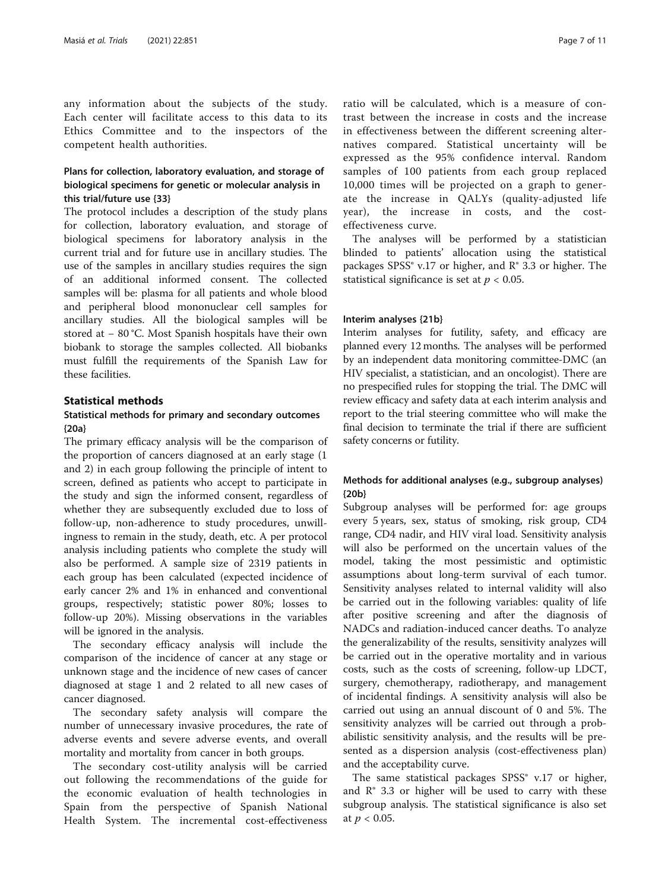any information about the subjects of the study. Each center will facilitate access to this data to its Ethics Committee and to the inspectors of the competent health authorities.

### Plans for collection, laboratory evaluation, and storage of biological specimens for genetic or molecular analysis in this trial/future use {33}

The protocol includes a description of the study plans for collection, laboratory evaluation, and storage of biological specimens for laboratory analysis in the current trial and for future use in ancillary studies. The use of the samples in ancillary studies requires the sign of an additional informed consent. The collected samples will be: plasma for all patients and whole blood and peripheral blood mononuclear cell samples for ancillary studies. All the biological samples will be stored at − 80 °C. Most Spanish hospitals have their own biobank to storage the samples collected. All biobanks must fulfill the requirements of the Spanish Law for these facilities.

## Statistical methods

### Statistical methods for primary and secondary outcomes {20a}

The primary efficacy analysis will be the comparison of the proportion of cancers diagnosed at an early stage (1 and 2) in each group following the principle of intent to screen, defined as patients who accept to participate in the study and sign the informed consent, regardless of whether they are subsequently excluded due to loss of follow-up, non-adherence to study procedures, unwillingness to remain in the study, death, etc. A per protocol analysis including patients who complete the study will also be performed. A sample size of 2319 patients in each group has been calculated (expected incidence of early cancer 2% and 1% in enhanced and conventional groups, respectively; statistic power 80%; losses to follow-up 20%). Missing observations in the variables will be ignored in the analysis.

The secondary efficacy analysis will include the comparison of the incidence of cancer at any stage or unknown stage and the incidence of new cases of cancer diagnosed at stage 1 and 2 related to all new cases of cancer diagnosed.

The secondary safety analysis will compare the number of unnecessary invasive procedures, the rate of adverse events and severe adverse events, and overall mortality and mortality from cancer in both groups.

The secondary cost-utility analysis will be carried out following the recommendations of the guide for the economic evaluation of health technologies in Spain from the perspective of Spanish National Health System. The incremental cost-effectiveness ratio will be calculated, which is a measure of contrast between the increase in costs and the increase in effectiveness between the different screening alternatives compared. Statistical uncertainty will be expressed as the 95% confidence interval. Random samples of 100 patients from each group replaced 10,000 times will be projected on a graph to generate the increase in QALYs (quality-adjusted life year), the increase in costs, and the cost-effectiveness curve.

The analyses will be performed by a statistician blinded to patients' allocation using the statistical packages SPSS® v.17 or higher, and R® 3.3 or higher. The statistical significance is set at $p < 0.05$.

### Interim analyses {21b}

Interim analyses for futility, safety, and efficacy are planned every 12 months. The analyses will be performed by an independent data monitoring committee-DMC (an HIV specialist, a statistician, and an oncologist). There are no prespecified rules for stopping the trial. The DMC will review efficacy and safety data at each interim analysis and report to the trial steering committee who will make the final decision to terminate the trial if there are sufficient safety concerns or futility.

### Methods for additional analyses (e.g., subgroup analyses) {20b}

Subgroup analyses will be performed for: age groups every 5 years, sex, status of smoking, risk group, CD4 range, CD4 nadir, and HIV viral load. Sensitivity analysis will also be performed on the uncertain values of the model, taking the most pessimistic and optimistic assumptions about long-term survival of each tumor. Sensitivity analyses related to internal validity will also be carried out in the following variables: quality of life after positive screening and after the diagnosis of NADCs and radiation-induced cancer deaths. To analyze the generalizability of the results, sensitivity analyzes will be carried out in the operative mortality and in various costs, such as the costs of screening, follow-up LDCT, surgery, chemotherapy, radiotherapy, and management of incidental findings. A sensitivity analysis will also be carried out using an annual discount of 0 and 5%. The sensitivity analyzes will be carried out through a probabilistic sensitivity analysis, and the results will be presented as a dispersion analysis (cost-effectiveness plan) and the acceptability curve.

The same statistical packages SPSS® v.17 or higher, and R® 3.3 or higher will be used to carry with these subgroup analysis. The statistical significance is also set at $p < 0.05$.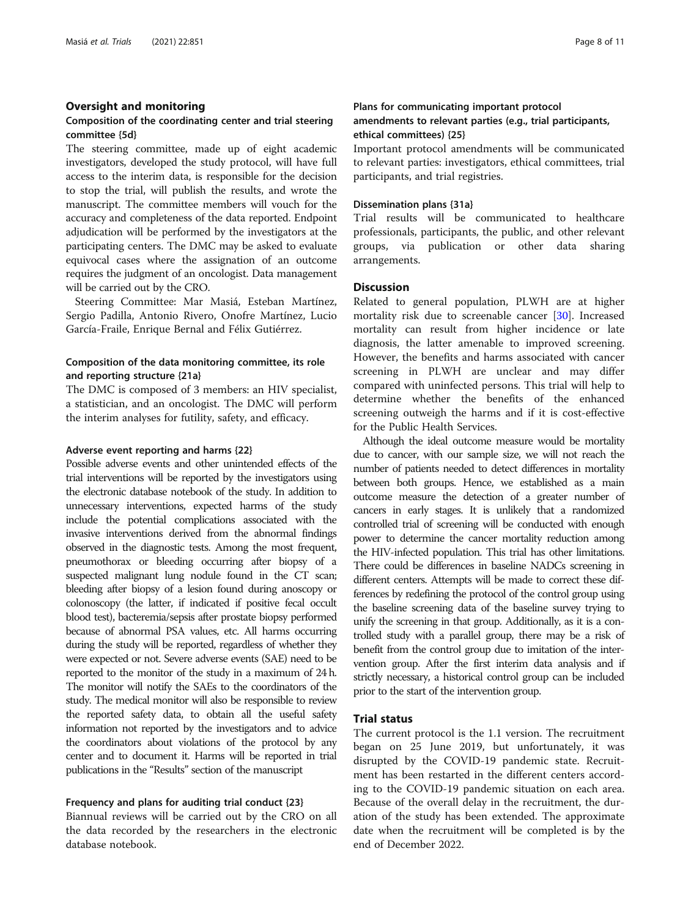## Oversight and monitoring

### Composition of the coordinating center and trial steering committee {5d}

The steering committee, made up of eight academic investigators, developed the study protocol, will have full access to the interim data, is responsible for the decision to stop the trial, will publish the results, and wrote the manuscript. The committee members will vouch for the accuracy and completeness of the data reported. Endpoint adjudication will be performed by the investigators at the participating centers. The DMC may be asked to evaluate equivocal cases where the assignation of an outcome requires the judgment of an oncologist. Data management will be carried out by the CRO.

Steering Committee: Mar Masiá, Esteban Martínez, Sergio Padilla, Antonio Rivero, Onofre Martínez, Lucio García-Fraile, Enrique Bernal and Félix Gutiérrez.

### Composition of the data monitoring committee, its role and reporting structure {21a}

The DMC is composed of 3 members: an HIV specialist, a statistician, and an oncologist. The DMC will perform the interim analyses for futility, safety, and efficacy.

### Adverse event reporting and harms {22}

Possible adverse events and other unintended effects of the trial interventions will be reported by the investigators using the electronic database notebook of the study. In addition to unnecessary interventions, expected harms of the study include the potential complications associated with the invasive interventions derived from the abnormal findings observed in the diagnostic tests. Among the most frequent, pneumothorax or bleeding occurring after biopsy of a suspected malignant lung nodule found in the CT scan; bleeding after biopsy of a lesion found during anoscopy or colonoscopy (the latter, if indicated if positive fecal occult blood test), bacteremia/sepsis after prostate biopsy performed because of abnormal PSA values, etc. All harms occurring during the study will be reported, regardless of whether they were expected or not. Severe adverse events (SAE) need to be reported to the monitor of the study in a maximum of 24 h. The monitor will notify the SAEs to the coordinators of the study. The medical monitor will also be responsible to review the reported safety data, to obtain all the useful safety information not reported by the investigators and to advice the coordinators about violations of the protocol by any center and to document it. Harms will be reported in trial publications in the "Results" section of the manuscript

### Frequency and plans for auditing trial conduct {23}

Biannual reviews will be carried out by the CRO on all the data recorded by the researchers in the electronic database notebook.

### Plans for communicating important protocol amendments to relevant parties (e.g., trial participants, ethical committees) {25}

Important protocol amendments will be communicated to relevant parties: investigators, ethical committees, trial participants, and trial registries.

### Dissemination plans {31a}

Trial results will be communicated to healthcare professionals, participants, the public, and other relevant groups, via publication or other data sharing arrangements.

## Discussion

Related to general population, PLWH are at higher mortality risk due to screenable cancer [30]. Increased mortality can result from higher incidence or late diagnosis, the latter amenable to improved screening. However, the benefits and harms associated with cancer screening in PLWH are unclear and may differ compared with uninfected persons. This trial will help to determine whether the benefits of the enhanced screening outweigh the harms and if it is cost-effective for the Public Health Services.

Although the ideal outcome measure would be mortality due to cancer, with our sample size, we will not reach the number of patients needed to detect differences in mortality between both groups. Hence, we established as a main outcome measure the detection of a greater number of cancers in early stages. It is unlikely that a randomized controlled trial of screening will be conducted with enough power to determine the cancer mortality reduction among the HIV-infected population. This trial has other limitations. There could be differences in baseline NADCs screening in different centers. Attempts will be made to correct these differences by redefining the protocol of the control group using the baseline screening data of the baseline survey trying to unify the screening in that group. Additionally, as it is a controlled study with a parallel group, there may be a risk of benefit from the control group due to imitation of the intervention group. After the first interim data analysis and if strictly necessary, a historical control group can be included prior to the start of the intervention group.

## Trial status

The current protocol is the 1.1 version. The recruitment began on 25 June 2019, but unfortunately, it was disrupted by the COVID-19 pandemic state. Recruitment has been restarted in the different centers according to the COVID-19 pandemic situation on each area. Because of the overall delay in the recruitment, the duration of the study has been extended. The approximate date when the recruitment will be completed is by the end of December 2022.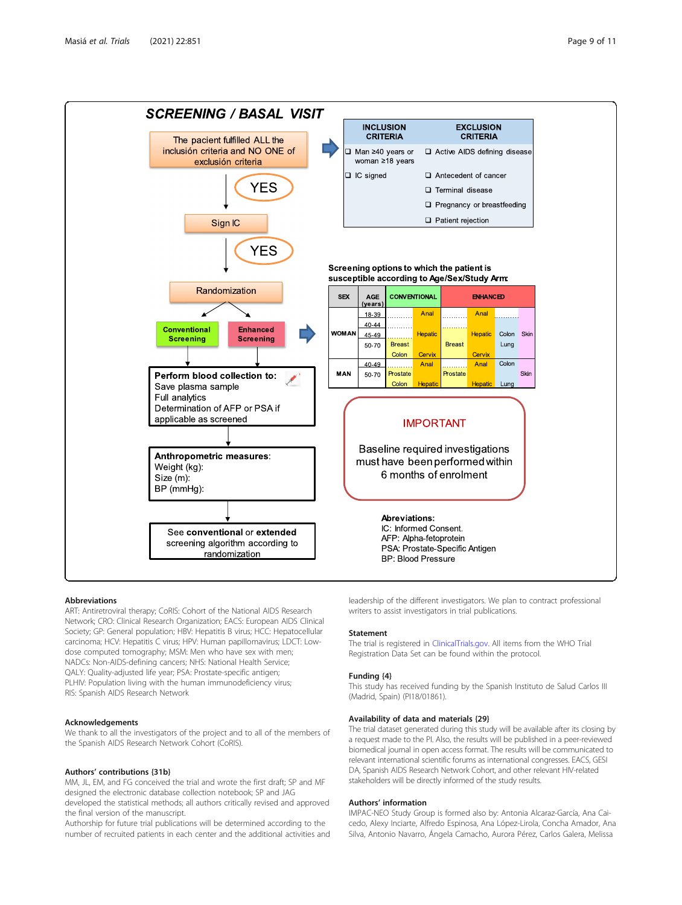## SCREENING / BASAL VISIT

The pacient fulfilled ALL the inclusión criteria and NO ONE of exclusión criteria

YES

Sign IC

YES

Randomization

Conventional Screening

Enhanced Screening

**Perform blood collection to:**
Save plasma sample
Full analytics
Determination of AFP or PSA if applicable as screened

**Anthropometric measures:**
Weight (kg):
Size (m):
BP (mmHg):

See **conventional** or **extended** screening algorithm according to randomization

| INCLUSION CRITERIA | EXCLUSION CRITERIA |
|---|---|
| ❑ Man ≥40 years or woman ≥18 years | ❑ Active AIDS defining disease |
| ❑ IC signed | ❑ Antecedent of cancer |
| | ❑ Terminal disease |
| | ❑ Pregnancy or breastfeeding |
| | ❑ Patient rejection |

**Screening options to which the patient is susceptible according to Age/Sex/Study Arm:**

| SEX | AGE (years) | CONVENTIONAL | | ENHANCED | | | |
|---|---|---|---|---|---|---|---|
| WOMAN | 18-39 | | Anal | | Anal | | |
| | 40-44 | | | | | | |
| | 45-49 | | Hepatic | | Hepatic | Colon | Skin |
| | 50-70 | Breast Colon | Cervix | Breast | Cervix | Lung | |
| MAN | 40-49 | | Anal | | Anal | Colon | |
| | 50-70 | Prostate Colon | Hepatic | Prostate | Hepatic | Lung | Skin |

**IMPORTANT**

Baseline required investigations must have been performed within 6 months of enrolment

**Abreviations:**
IC: Informed Consent.
AFP: Alpha-fetoprotein
PSA: Prostate-Specific Antigen
BP: Blood Pressure

### Abbreviations

ART: Antiretroviral therapy; CoRIS: Cohort of the National AIDS Research Network; CRO: Clinical Research Organization; EACS: European AIDS Clinical Society; GP: General population; HBV: Hepatitis B virus; HCC: Hepatocellular carcinoma; HCV: Hepatitis C virus; HPV: Human papillomavirus; LDCT: Low-dose computed tomography; MSM: Men who have sex with men; NADCs: Non-AIDS-defining cancers; NHS: National Health Service; QALY: Quality-adjusted life year; PSA: Prostate-specific antigen; PLHIV: Population living with the human immunodeficiency virus; RIS: Spanish AIDS Research Network

### Acknowledgements

We thank to all the investigators of the project and to all of the members of the Spanish AIDS Research Network Cohort (CoRIS).

### Authors' contributions {31b}

MM, JL, EM, and FG conceived the trial and wrote the first draft; SP and MF designed the electronic database collection notebook; SP and JAG developed the statistical methods; all authors critically revised and approved the final version of the manuscript.

Authorship for future trial publications will be determined according to the number of recruited patients in each center and the additional activities and leadership of the different investigators. We plan to contract professional writers to assist investigators in trial publications.

### Statement

The trial is registered in ClinicalTrials.gov. All items from the WHO Trial Registration Data Set can be found within the protocol.

### Funding {4}

This study has received funding by the Spanish Instituto de Salud Carlos III (Madrid, Spain) (PI18/01861).

### Availability of data and materials {29}

The trial dataset generated during this study will be available after its closing by a request made to the PI. Also, the results will be published in a peer-reviewed biomedical journal in open access format. The results will be communicated to relevant international scientific forums as international congresses. EACS, GESIDA, Spanish AIDS Research Network Cohort, and other relevant HIV-related stakeholders will be directly informed of the study results.

### Authors' information

IMPAC-NEO Study Group is formed also by: Antonia Alcaraz-García, Ana Caicedo, Alexy Inciarte, Alfredo Espinosa, Ana López-Lirola, Concha Amador, Ana Silva, Antonio Navarro, Ángela Camacho, Aurora Pérez, Carlos Galera, Melissa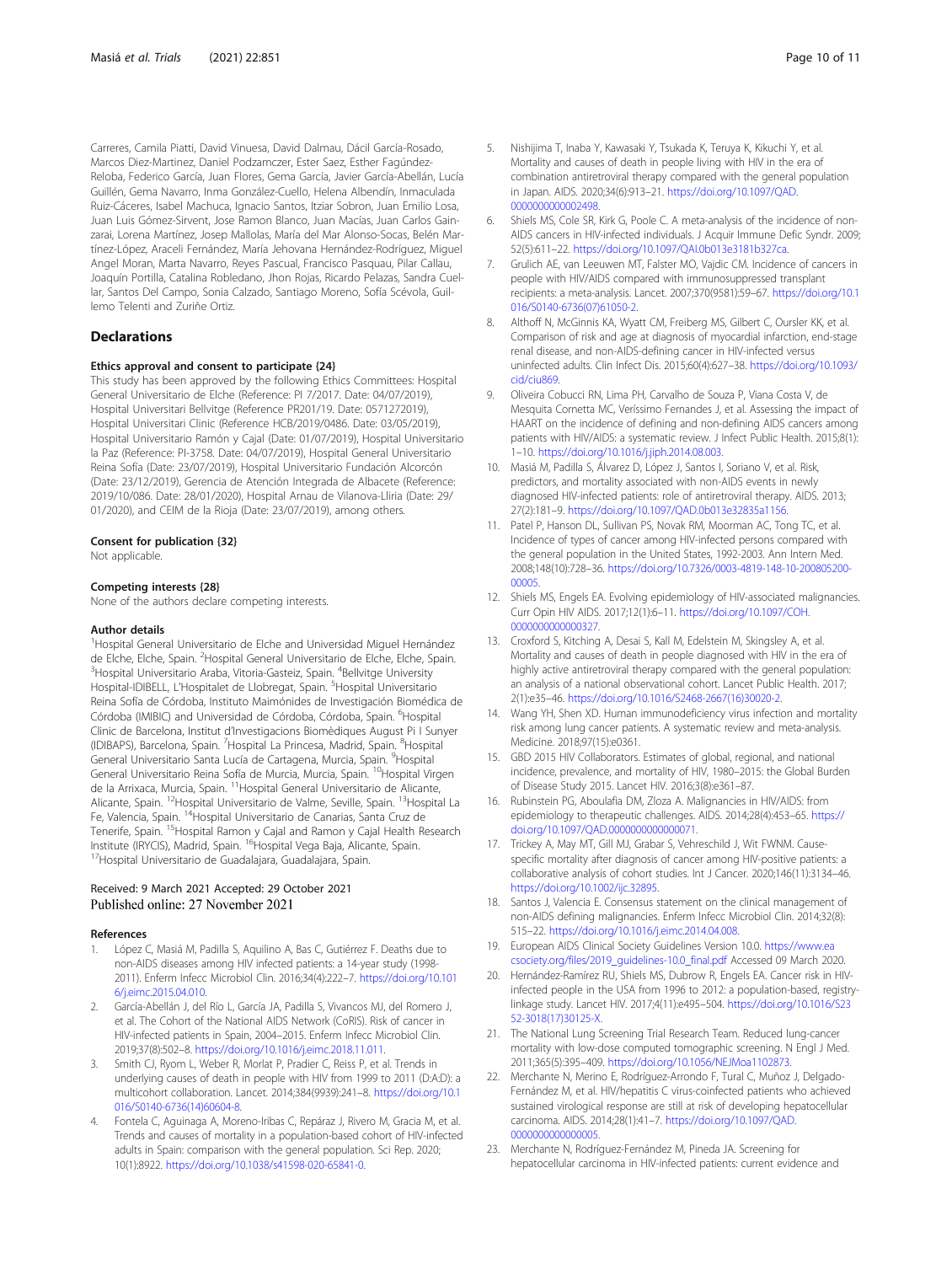Carreres, Camila Piatti, David Vinuesa, David Dalmau, Dácil García-Rosado, Marcos Diez-Martinez, Daniel Podzamczer, Ester Saez, Esther Fagúndez-Reloba, Federico García, Juan Flores, Gema García, Javier García-Abellán, Lucía Guillén, Gema Navarro, Inma González-Cuello, Helena Albendín, Inmaculada Ruiz-Cáceres, Isabel Machuca, Ignacio Santos, Itziar Sobron, Juan Emilio Losa, Juan Luis Gómez-Sirvent, Jose Ramon Blanco, Juan Macías, Juan Carlos Gainzarai, Lorena Martínez, Josep Mallolas, María del Mar Alonso-Socas, Belén Martínez-López, Araceli Fernández, María Jehovana Hernández-Rodríguez, Miguel Angel Moran, Marta Navarro, Reyes Pascual, Francisco Pasquau, Pilar Callau, Joaquín Portilla, Catalina Robledano, Jhon Rojas, Ricardo Pelazas, Sandra Cuellar, Santos Del Campo, Sonia Calzado, Santiago Moreno, Sofía Scévola, Guillemo Telenti and Zuriñe Ortiz.

## Declarations

### Ethics approval and consent to participate {24}

This study has been approved by the following Ethics Committees: Hospital General Universitario de Elche (Reference: PI 7/2017. Date: 04/07/2019), Hospital Universitari Bellvitge (Reference PR201/19. Date: 0571272019), Hospital Universitari Clinic (Reference HCB/2019/0486. Date: 03/05/2019), Hospital Universitario Ramón y Cajal (Date: 01/07/2019), Hospital Universitario la Paz (Reference: PI-3758. Date: 04/07/2019), Hospital General Universitario Reina Sofía (Date: 23/07/2019), Hospital Universitario Fundación Alcorcón (Date: 23/12/2019), Gerencia de Atención Integrada de Albacete (Reference: 2019/10/086. Date: 28/01/2020), Hospital Arnau de Vilanova-Lliria (Date: 29/01/2020), and CEIM de la Rioja (Date: 23/07/2019), among others.

### Consent for publication {32}

Not applicable.

### Competing interests {28}

None of the authors declare competing interests.

### Author details

[1]Hospital General Universitario de Elche and Universidad Miguel Hernández de Elche, Elche, Spain. [2]Hospital General Universitario de Elche, Elche, Spain. [3]Hospital Universitario Araba, Vitoria-Gasteiz, Spain. [4]Bellvitge University Hospital-IDIBELL, L'Hospitalet de Llobregat, Spain. [5]Hospital Universitario Reina Sofía de Córdoba, Instituto Maimónides de Investigación Biomédica de Córdoba (IMIBIC) and Universidad de Córdoba, Córdoba, Spain. [6]Hospital Clinic de Barcelona, Institut d'Investigacions Biomèdiques August Pi I Sunyer (IDIBAPS), Barcelona, Spain. [7]Hospital La Princesa, Madrid, Spain. [8]Hospital General Universitario Santa Lucía de Cartagena, Murcia, Spain. [9]Hospital General Universitario Reina Sofía de Murcia, Murcia, Spain. [10]Hospital Virgen de la Arrixaca, Murcia, Spain. [11]Hospital General Universitario de Alicante, Alicante, Spain. [12]Hospital Universitario de Valme, Seville, Spain. [13]Hospital La Fe, Valencia, Spain. [14]Hospital Universitario de Canarias, Santa Cruz de Tenerife, Spain. [15]Hospital Ramon y Cajal and Ramon y Cajal Health Research Institute (IRYCIS), Madrid, Spain. [16]Hospital Vega Baja, Alicante, Spain. [17]Hospital Universitario de Guadalajara, Guadalajara, Spain.

Received: 9 March 2021 Accepted: 29 October 2021
Published online: 27 November 2021

### References

1. López C, Masiá M, Padilla S, Aquilino A, Bas C, Gutiérrez F. Deaths due to non-AIDS diseases among HIV infected patients: a 14-year study (1998-2011). Enferm Infecc Microbiol Clin. 2016;34(4):222–7. https://doi.org/10.1016/j.eimc.2015.04.010.
2. García-Abellán J, del Río L, García JA, Padilla S, Vivancos MJ, del Romero J, et al. The Cohort of the National AIDS Network (CoRIS). Risk of cancer in HIV-infected patients in Spain, 2004–2015. Enferm Infecc Microbiol Clin. 2019;37(8):502–8. https://doi.org/10.1016/j.eimc.2018.11.011.
3. Smith CJ, Ryom L, Weber R, Morlat P, Pradier C, Reiss P, et al. Trends in underlying causes of death in people with HIV from 1999 to 2011 (D:A:D): a multicohort collaboration. Lancet. 2014;384(9939):241–8. https://doi.org/10.1016/S0140-6736(14)60604-8.
4. Fontela C, Aguinaga A, Moreno-Iribas C, Repáraz J, Rivero M, Gracia M, et al. Trends and causes of mortality in a population-based cohort of HIV-infected adults in Spain: comparison with the general population. Sci Rep. 2020; 10(1):8922. https://doi.org/10.1038/s41598-020-65841-0.
5. Nishijima T, Inaba Y, Kawasaki Y, Tsukada K, Teruya K, Kikuchi Y, et al. Mortality and causes of death in people living with HIV in the era of combination antiretroviral therapy compared with the general population in Japan. AIDS. 2020;34(6):913–21. https://doi.org/10.1097/QAD.0000000000002498.
6. Shiels MS, Cole SR, Kirk G, Poole C. A meta-analysis of the incidence of non-AIDS cancers in HIV-infected individuals. J Acquir Immune Defic Syndr. 2009; 52(5):611–22. https://doi.org/10.1097/QAI.0b013e3181b327ca.
7. Grulich AE, van Leeuwen MT, Falster MO, Vajdic CM. Incidence of cancers in people with HIV/AIDS compared with immunosuppressed transplant recipients: a meta-analysis. Lancet. 2007;370(9581):59–67. https://doi.org/10.1016/S0140-6736(07)61050-2.
8. Althoff N, McGinnis KA, Wyatt CM, Freiberg MS, Gilbert C, Oursler KK, et al. Comparison of risk and age at diagnosis of myocardial infarction, end-stage renal disease, and non-AIDS-defining cancer in HIV-infected versus uninfected adults. Clin Infect Dis. 2015;60(4):627–38. https://doi.org/10.1093/cid/ciu869.
9. Oliveira Cobucci RN, Lima PH, Carvalho de Souza P, Viana Costa V, de Mesquita Cornetta MC, Veríssimo Fernandes J, et al. Assessing the impact of HAART on the incidence of defining and non-defining AIDS cancers among patients with HIV/AIDS: a systematic review. J Infect Public Health. 2015;8(1): 1–10. https://doi.org/10.1016/j.jiph.2014.08.003.
10. Masiá M, Padilla S, Álvarez D, López J, Santos I, Soriano V, et al. Risk, predictors, and mortality associated with non-AIDS events in newly diagnosed HIV-infected patients: role of antiretroviral therapy. AIDS. 2013; 27(2):181–9. https://doi.org/10.1097/QAD.0b013e32835a1156.
11. Patel P, Hanson DL, Sullivan PS, Novak RM, Moorman AC, Tong TC, et al. Incidence of types of cancer among HIV-infected persons compared with the general population in the United States, 1992-2003. Ann Intern Med. 2008;148(10):728–36. https://doi.org/10.7326/0003-4819-148-10-200805200-00005.
12. Shiels MS, Engels EA. Evolving epidemiology of HIV-associated malignancies. Curr Opin HIV AIDS. 2017;12(1):6–11. https://doi.org/10.1097/COH.0000000000000327.
13. Croxford S, Kitching A, Desai S, Kall M, Edelstein M, Skingsley A, et al. Mortality and causes of death in people diagnosed with HIV in the era of highly active antiretroviral therapy compared with the general population: an analysis of a national observational cohort. Lancet Public Health. 2017; 2(1):e35–46. https://doi.org/10.1016/S2468-2667(16)30020-2.
14. Wang YH, Shen XD. Human immunodeficiency virus infection and mortality risk among lung cancer patients. A systematic review and meta-analysis. Medicine. 2018;97(15):e0361.
15. GBD 2015 HIV Collaborators. Estimates of global, regional, and national incidence, prevalence, and mortality of HIV, 1980–2015: the Global Burden of Disease Study 2015. Lancet HIV. 2016;3(8):e361–87.
16. Rubinstein PG, Aboulafia DM, Zloza A. Malignancies in HIV/AIDS: from epidemiology to therapeutic challenges. AIDS. 2014;28(4):453–65. https://doi.org/10.1097/QAD.0000000000000071.
17. Trickey A, May MT, Gill MJ, Grabar S, Vehreschild J, Wit FWNM. Cause-specific mortality after diagnosis of cancer among HIV-positive patients: a collaborative analysis of cohort studies. Int J Cancer. 2020;146(11):3134–46. https://doi.org/10.1002/ijc.32895.
18. Santos J, Valencia E. Consensus statement on the clinical management of non-AIDS defining malignancies. Enferm Infecc Microbiol Clin. 2014;32(8): 515–22. https://doi.org/10.1016/j.eimc.2014.04.008.
19. European AIDS Clinical Society Guidelines Version 10.0. https://www.eacsociety.org/files/2019_guidelines-10.0_final.pdf Accessed 09 March 2020.
20. Hernández-Ramírez RU, Shiels MS, Dubrow R, Engels EA. Cancer risk in HIV-infected people in the USA from 1996 to 2012: a population-based, registry-linkage study. Lancet HIV. 2017;4(11):e495–504. https://doi.org/10.1016/S2352-3018(17)30125-X.
21. The National Lung Screening Trial Research Team. Reduced lung-cancer mortality with low-dose computed tomographic screening. N Engl J Med. 2011;365(5):395–409. https://doi.org/10.1056/NEJMoa1102873.
22. Merchante N, Merino E, Rodríguez-Arrondo F, Tural C, Muñoz J, Delgado-Fernández M, et al. HIV/hepatitis C virus-coinfected patients who achieved sustained virological response are still at risk of developing hepatocellular carcinoma. AIDS. 2014;28(1):41–7. https://doi.org/10.1097/QAD.0000000000000005.
23. Merchante N, Rodríguez-Fernández M, Pineda JA. Screening for hepatocellular carcinoma in HIV-infected patients: current evidence and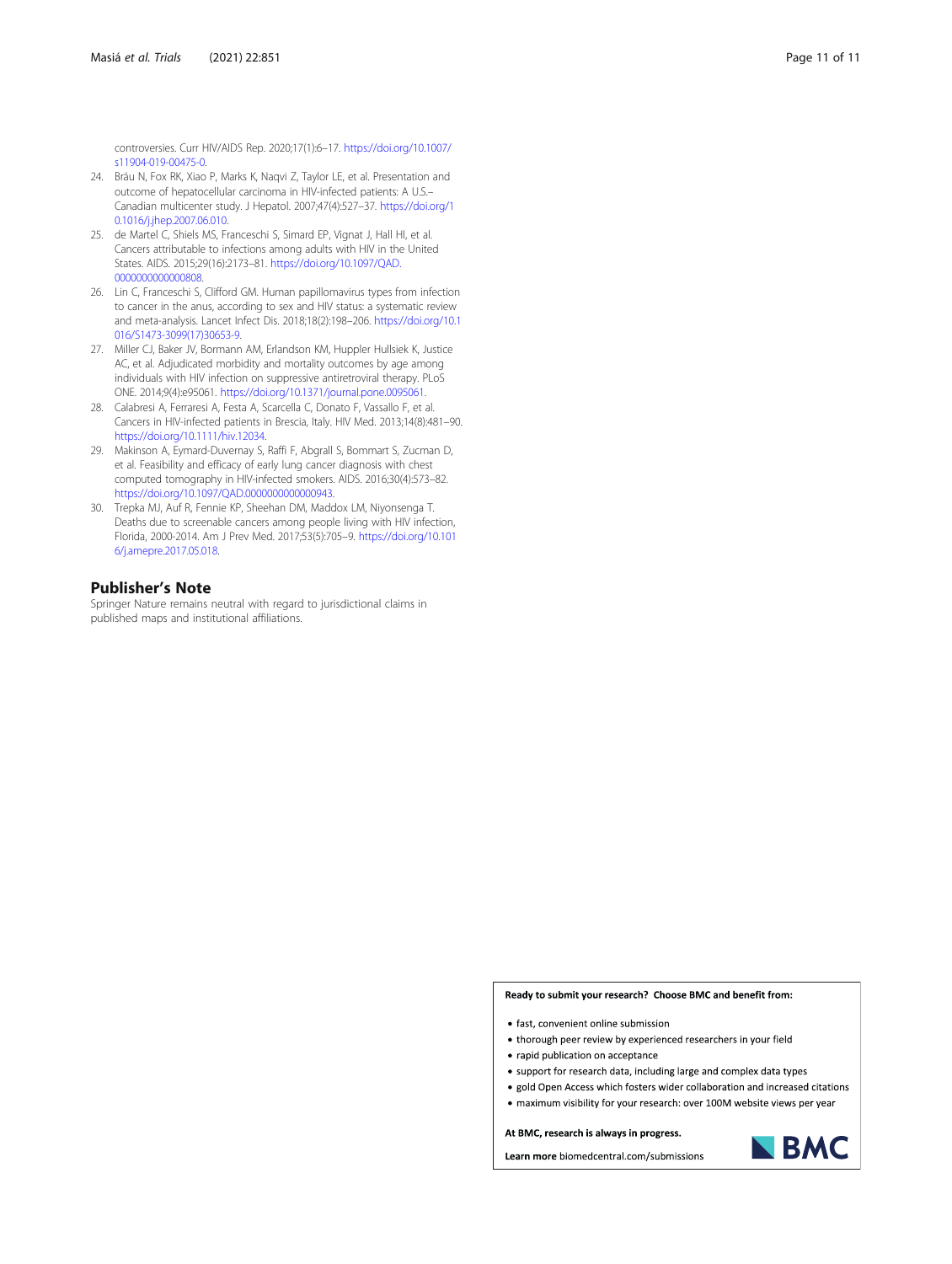controversies. Curr HIV/AIDS Rep. 2020;17(1):6–17. https://doi.org/10.1007/s11904-019-00475-0.

24. Bräu N, Fox RK, Xiao P, Marks K, Naqvi Z, Taylor LE, et al. Presentation and outcome of hepatocellular carcinoma in HIV-infected patients: A U.S.–Canadian multicenter study. J Hepatol. 2007;47(4):527–37. https://doi.org/10.1016/j.jhep.2007.06.010.
25. de Martel C, Shiels MS, Franceschi S, Simard EP, Vignat J, Hall HI, et al. Cancers attributable to infections among adults with HIV in the United States. AIDS. 2015;29(16):2173–81. https://doi.org/10.1097/QAD.0000000000000808.
26. Lin C, Franceschi S, Clifford GM. Human papillomavirus types from infection to cancer in the anus, according to sex and HIV status: a systematic review and meta-analysis. Lancet Infect Dis. 2018;18(2):198–206. https://doi.org/10.1016/S1473-3099(17)30653-9.
27. Miller CJ, Baker JV, Bormann AM, Erlandson KM, Huppler Hullsiek K, Justice AC, et al. Adjudicated morbidity and mortality outcomes by age among individuals with HIV infection on suppressive antiretroviral therapy. PLoS ONE. 2014;9(4):e95061. https://doi.org/10.1371/journal.pone.0095061.
28. Calabresi A, Ferraresi A, Festa A, Scarcella C, Donato F, Vassallo F, et al. Cancers in HIV-infected patients in Brescia, Italy. HIV Med. 2013;14(8):481–90. https://doi.org/10.1111/hiv.12034.
29. Makinson A, Eymard-Duvernay S, Raffi F, Abgrall S, Bommart S, Zucman D, et al. Feasibility and efficacy of early lung cancer diagnosis with chest computed tomography in HIV-infected smokers. AIDS. 2016;30(4):573–82. https://doi.org/10.1097/QAD.0000000000000943.
30. Trepka MJ, Auf R, Fennie KP, Sheehan DM, Maddox LM, Niyonsenga T. Deaths due to screenable cancers among people living with HIV infection, Florida, 2000-2014. Am J Prev Med. 2017;53(5):705–9. https://doi.org/10.1016/j.amepre.2017.05.018.

## Publisher's Note

Springer Nature remains neutral with regard to jurisdictional claims in published maps and institutional affiliations.

**Ready to submit your research? Choose BMC and benefit from:**

- fast, convenient online submission
- thorough peer review by experienced researchers in your field
- rapid publication on acceptance
- support for research data, including large and complex data types
- gold Open Access which fosters wider collaboration and increased citations
- maximum visibility for your research: over 100M website views per year

**At BMC, research is always in progress.**

**Learn more** biomedcentral.com/submissions